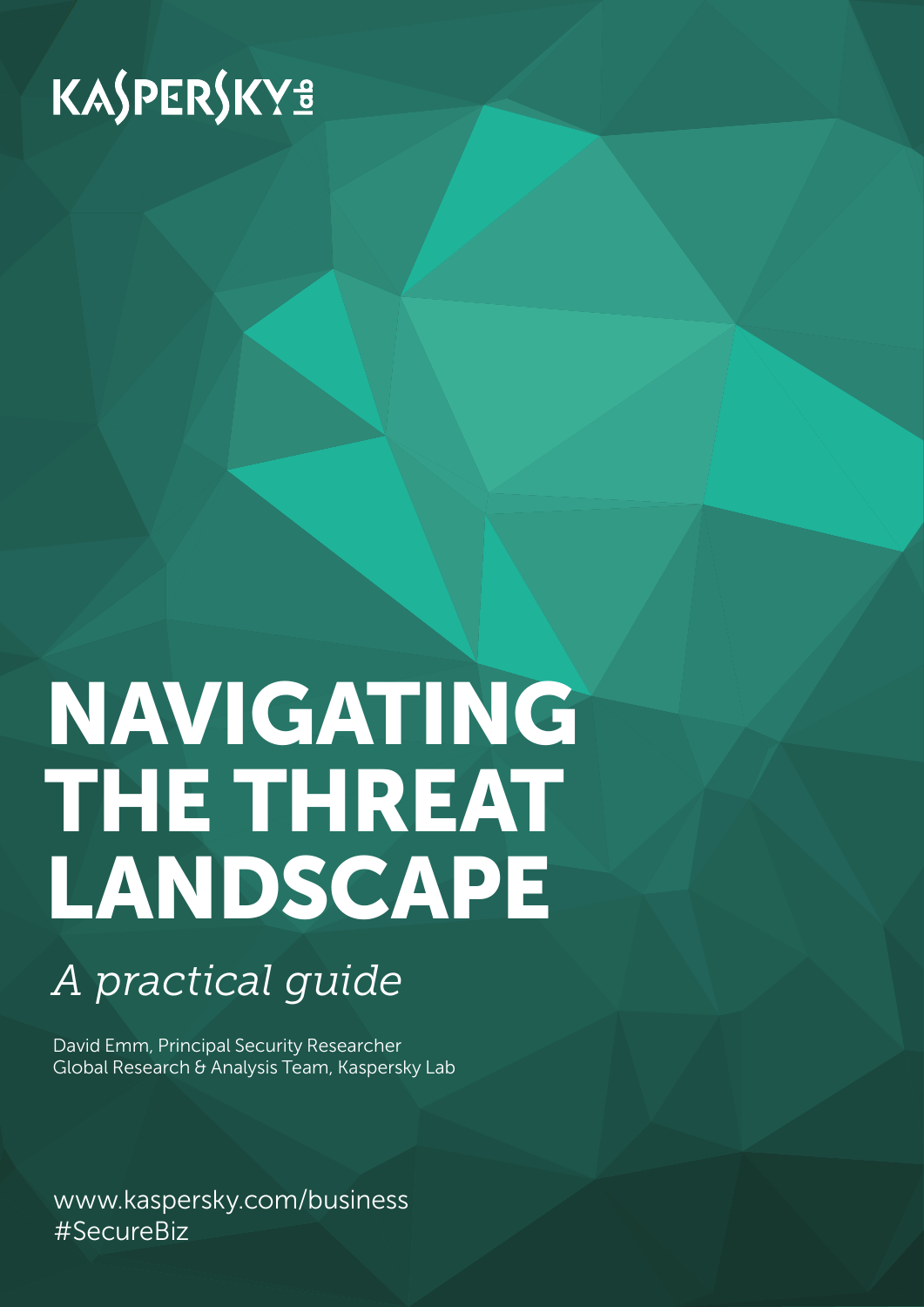KASPERSKY lab

# NAVIGATING THE THREAT LANDSCAPE

*A practical guide*

David Emm, Principal Security Researcher
Global Research & Analysis Team, Kaspersky Lab

www.kaspersky.com/business
#SecureBiz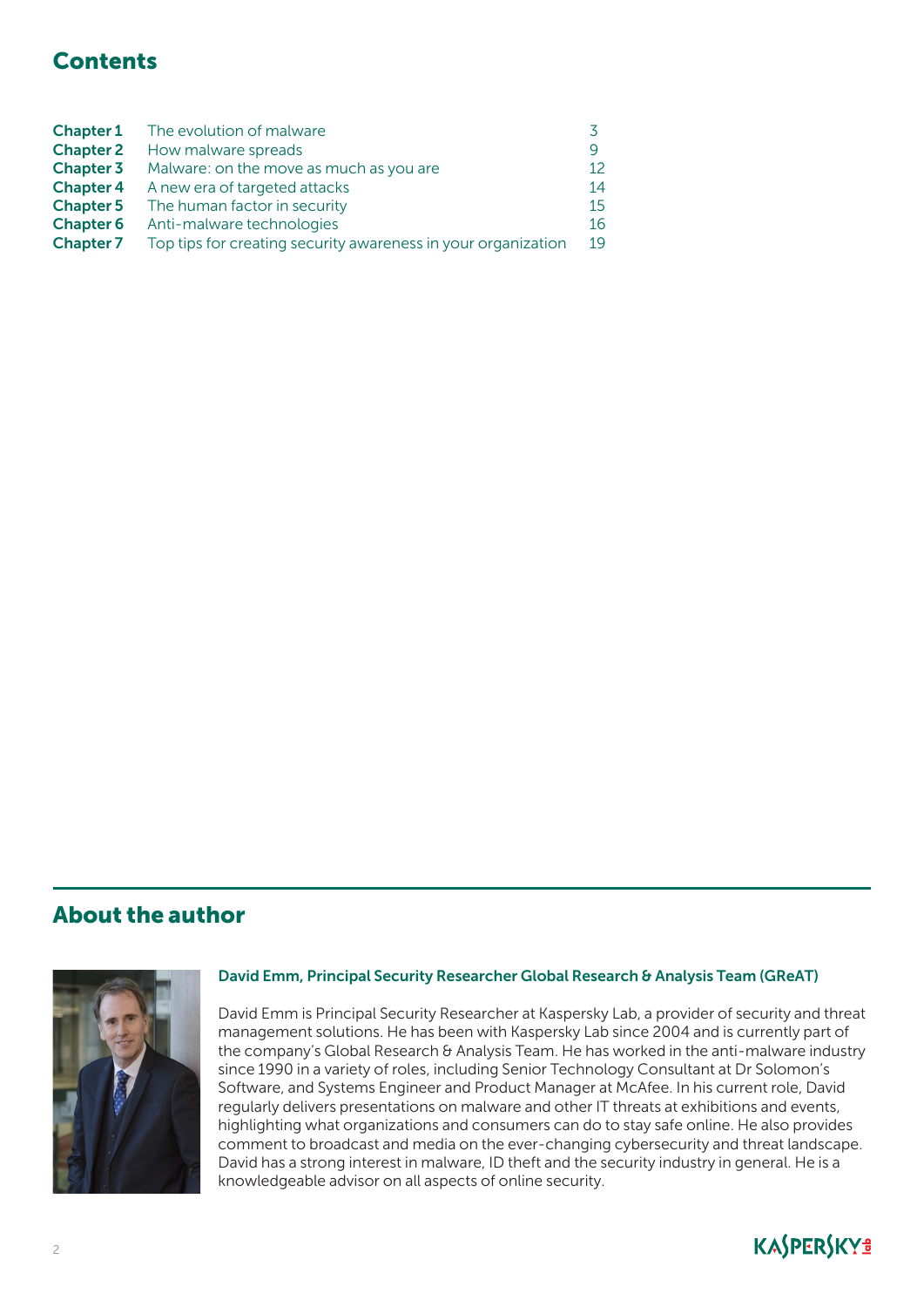## Contents

| | | |
|---|---|---|
| **Chapter 1** | The evolution of malware | 3 |
| **Chapter 2** | How malware spreads | 9 |
| **Chapter 3** | Malware: on the move as much as you are | 12 |
| **Chapter 4** | A new era of targeted attacks | 14 |
| **Chapter 5** | The human factor in security | 15 |
| **Chapter 6** | Anti-malware technologies | 16 |
| **Chapter 7** | Top tips for creating security awareness in your organization | 19 |

## About the author

**David Emm, Principal Security Researcher Global Research & Analysis Team (GReAT)**

David Emm is Principal Security Researcher at Kaspersky Lab, a provider of security and threat management solutions. He has been with Kaspersky Lab since 2004 and is currently part of the company's Global Research & Analysis Team. He has worked in the anti-malware industry since 1990 in a variety of roles, including Senior Technology Consultant at Dr Solomon's Software, and Systems Engineer and Product Manager at McAfee. In his current role, David regularly delivers presentations on malware and other IT threats at exhibitions and events, highlighting what organizations and consumers can do to stay safe online. He also provides comment to broadcast and media on the ever-changing cybersecurity and threat landscape. David has a strong interest in malware, ID theft and the security industry in general. He is a knowledgeable advisor on all aspects of online security.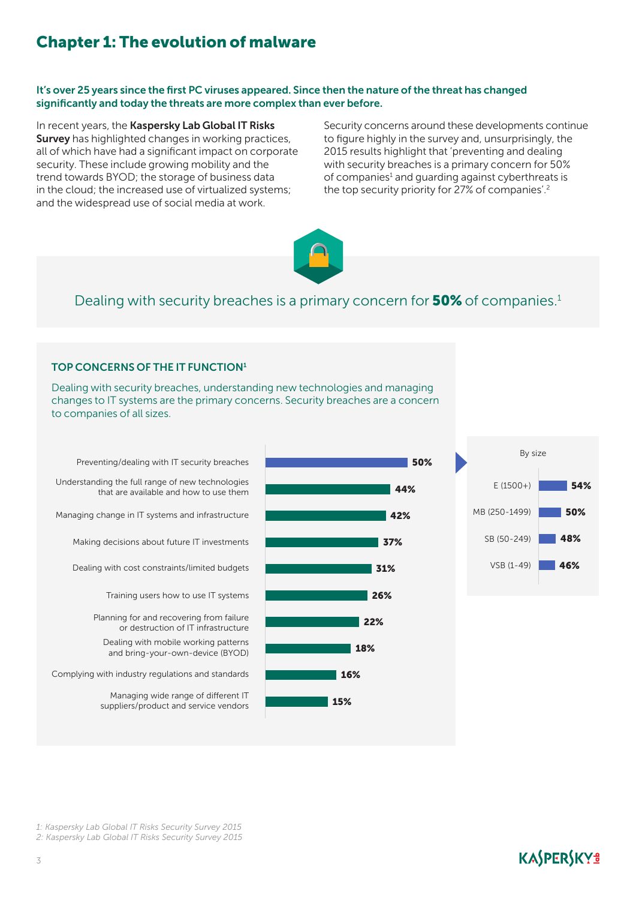# Chapter 1: The evolution of malware

**It's over 25 years since the first PC viruses appeared. Since then the nature of the threat has changed significantly and today the threats are more complex than ever before.**

In recent years, the **Kaspersky Lab Global IT Risks Survey** has highlighted changes in working practices, all of which have had a significant impact on corporate security. These include growing mobility and the trend towards BYOD; the storage of business data in the cloud; the increased use of virtualized systems; and the widespread use of social media at work.

Security concerns around these developments continue to figure highly in the survey and, unsurprisingly, the 2015 results highlight that 'preventing and dealing with security breaches is a primary concern for 50% of companies[1] and guarding against cyberthreats is the top security priority for 27% of companies'.[2]

Dealing with security breaches is a primary concern for **50%** of companies.[1]

## TOP CONCERNS OF THE IT FUNCTION[1]

Dealing with security breaches, understanding new technologies and managing changes to IT systems are the primary concerns. Security breaches are a concern to companies of all sizes.

| Concern | % |
|---|---|
| Preventing/dealing with IT security breaches | 50% |
| Understanding the full range of new technologies that are available and how to use them | 44% |
| Managing change in IT systems and infrastructure | 42% |
| Making decisions about future IT investments | 37% |
| Dealing with cost constraints/limited budgets | 31% |
| Training users how to use IT systems | 26% |
| Planning for and recovering from failure or destruction of IT infrastructure | 22% |
| Dealing with mobile working patterns and bring-your-own-device (BYOD) | 18% |
| Complying with industry regulations and standards | 16% |
| Managing wide range of different IT suppliers/product and service vendors | 15% |

By size (Preventing/dealing with IT security breaches):

| Size | % |
|---|---|
| E (1500+) | 54% |
| MB (250-1499) | 50% |
| SB (50-249) | 48% |
| VSB (1-49) | 46% |

*1: Kaspersky Lab Global IT Risks Security Survey 2015*
*2: Kaspersky Lab Global IT Risks Security Survey 2015*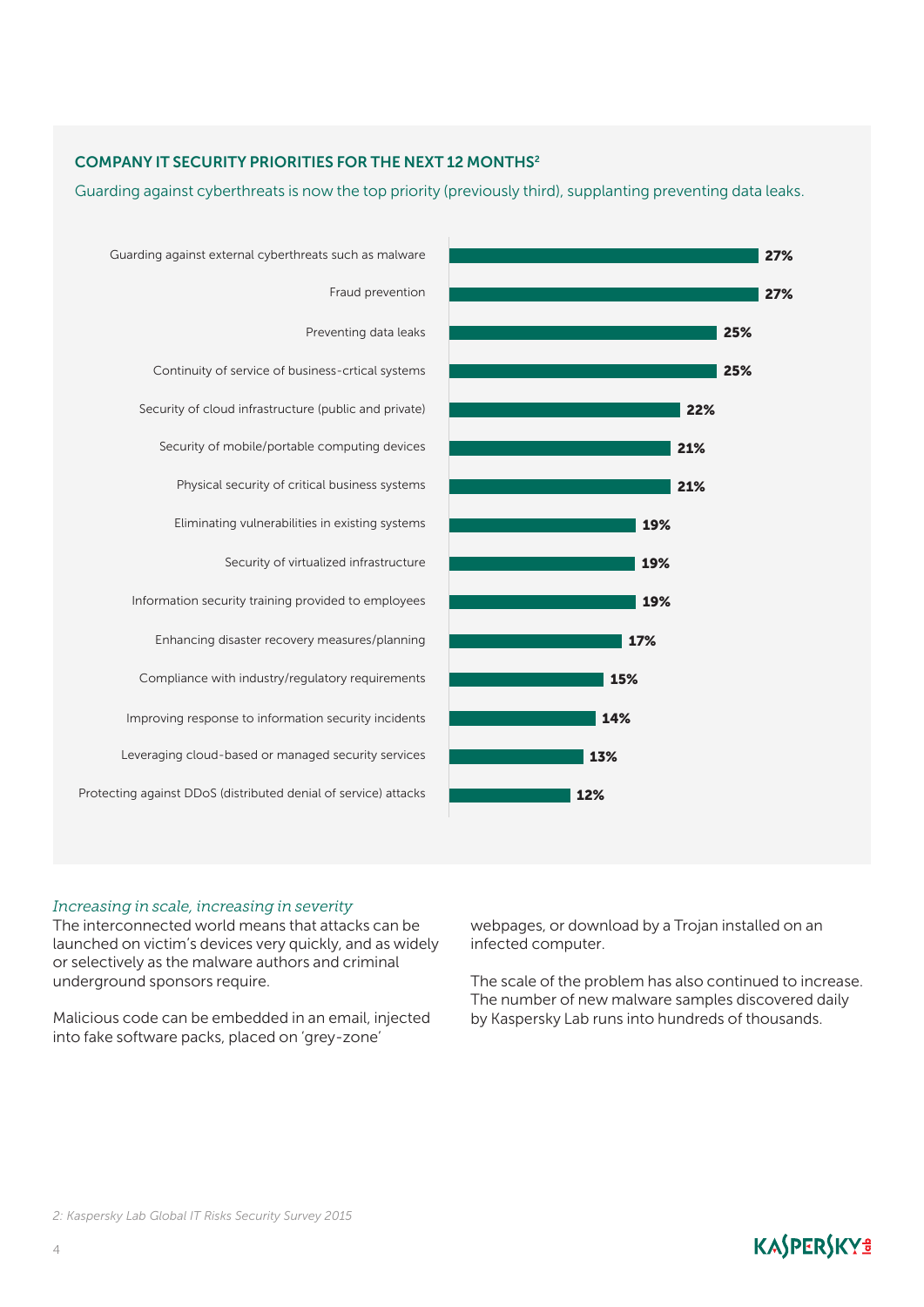## COMPANY IT SECURITY PRIORITIES FOR THE NEXT 12 MONTHS[2]

Guarding against cyberthreats is now the top priority (previously third), supplanting preventing data leaks.

| Priority | % |
|---|---|
| Guarding against external cyberthreats such as malware | 27% |
| Fraud prevention | 27% |
| Preventing data leaks | 25% |
| Continuity of service of business-crtical systems | 25% |
| Security of cloud infrastructure (public and private) | 22% |
| Security of mobile/portable computing devices | 21% |
| Physical security of critical business systems | 21% |
| Eliminating vulnerabilities in existing systems | 19% |
| Security of virtualized infrastructure | 19% |
| Information security training provided to employees | 19% |
| Enhancing disaster recovery measures/planning | 17% |
| Compliance with industry/regulatory requirements | 15% |
| Improving response to information security incidents | 14% |
| Leveraging cloud-based or managed security services | 13% |
| Protecting against DDoS (distributed denial of service) attacks | 12% |

*Increasing in scale, increasing in severity*

The interconnected world means that attacks can be launched on victim's devices very quickly, and as widely or selectively as the malware authors and criminal underground sponsors require.

Malicious code can be embedded in an email, injected into fake software packs, placed on 'grey-zone' webpages, or download by a Trojan installed on an infected computer.

The scale of the problem has also continued to increase. The number of new malware samples discovered daily by Kaspersky Lab runs into hundreds of thousands.

*2: Kaspersky Lab Global IT Risks Security Survey 2015*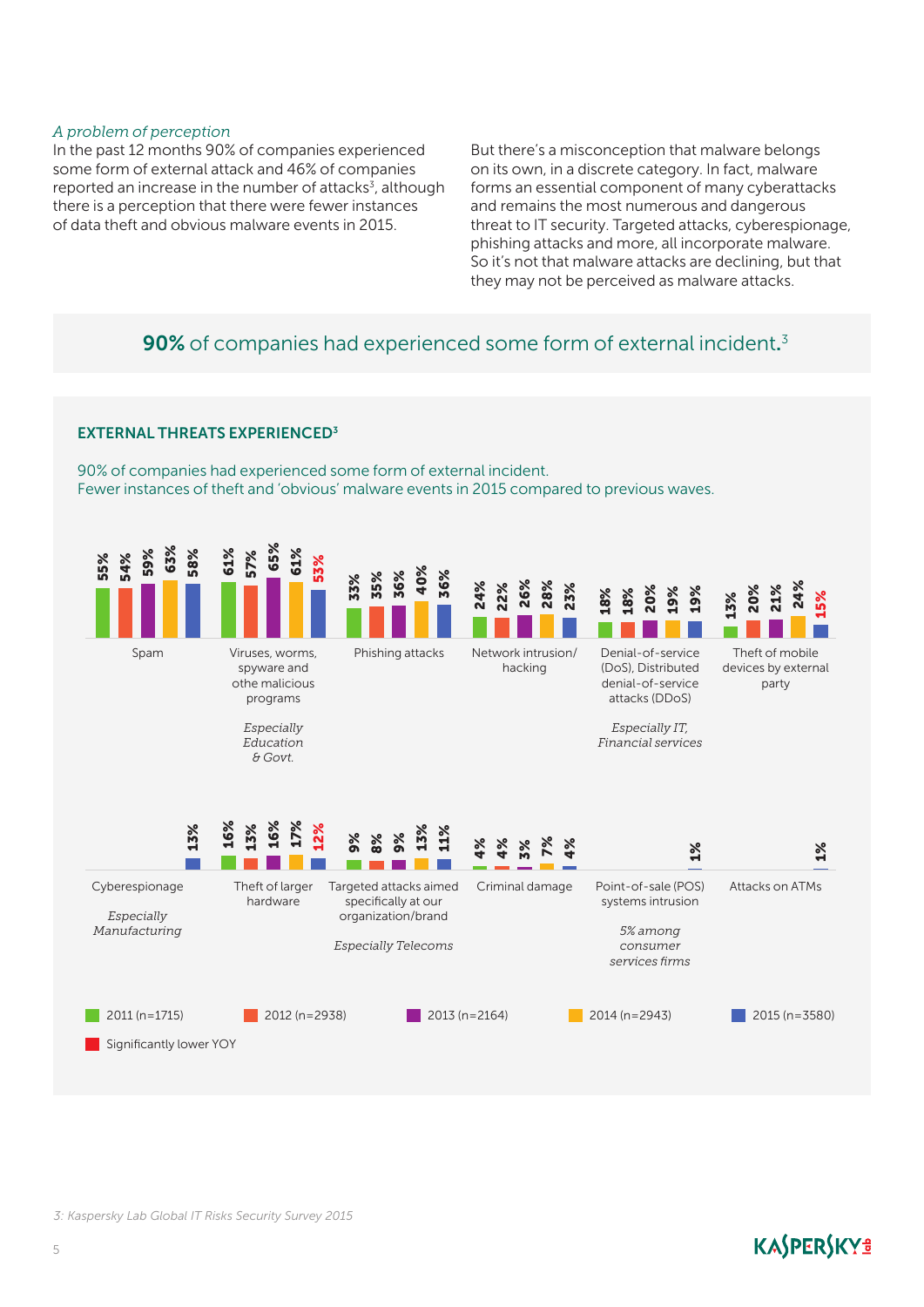*A problem of perception*

In the past 12 months 90% of companies experienced some form of external attack and 46% of companies reported an increase in the number of attacks[3], although there is a perception that there were fewer instances of data theft and obvious malware events in 2015.

But there's a misconception that malware belongs on its own, in a discrete category. In fact, malware forms an essential component of many cyberattacks and remains the most numerous and dangerous threat to IT security. Targeted attacks, cyberespionage, phishing attacks and more, all incorporate malware. So it's not that malware attacks are declining, but that they may not be perceived as malware attacks.

## **90%** of companies had experienced some form of external incident.[3]

### EXTERNAL THREATS EXPERIENCED[3]

90% of companies had experienced some form of external incident.
Fewer instances of theft and 'obvious' malware events in 2015 compared to previous waves.

| Threat | 2011 (n=1715) | 2012 (n=2938) | 2013 (n=2164) | 2014 (n=2943) | 2015 (n=3580) | Note |
|---|---|---|---|---|---|---|
| Spam | 55% | 54% | 59% | 63% | 58% | |
| Viruses, worms, spyware and othe malicious programs | 61% | 57% | 65% | 61% | 53%* | *Especially Education & Govt.* |
| Phishing attacks | 33% | 35% | 36% | 40% | 36% | |
| Network intrusion/ hacking | 24% | 22% | 26% | 28% | 23% | |
| Denial-of-service (DoS), Distributed denial-of-service attacks (DDoS) | 18% | 18% | 20% | 19% | 19% | *Especially IT, Financial services* |
| Theft of mobile devices by external party | 13% | 20% | 21% | 24% | 15%* | |
| Cyberespionage | | | | | 13% | *Especially Manufacturing* |
| Theft of larger hardware | 16% | 13% | 16% | 17% | 12%* | |
| Targeted attacks aimed specifically at our organization/brand | 9% | 8% | 9% | 13% | 11% | *Especially Telecoms* |
| Criminal damage | 4% | 4% | 3% | 7% | 4% | |
| Point-of-sale (POS) systems intrusion | | | | | 1% | *5% among consumer services firms* |
| Attacks on ATMs | | | | | 1% | |

\* Significantly lower YOY

3: Kaspersky Lab Global IT Risks Security Survey 2015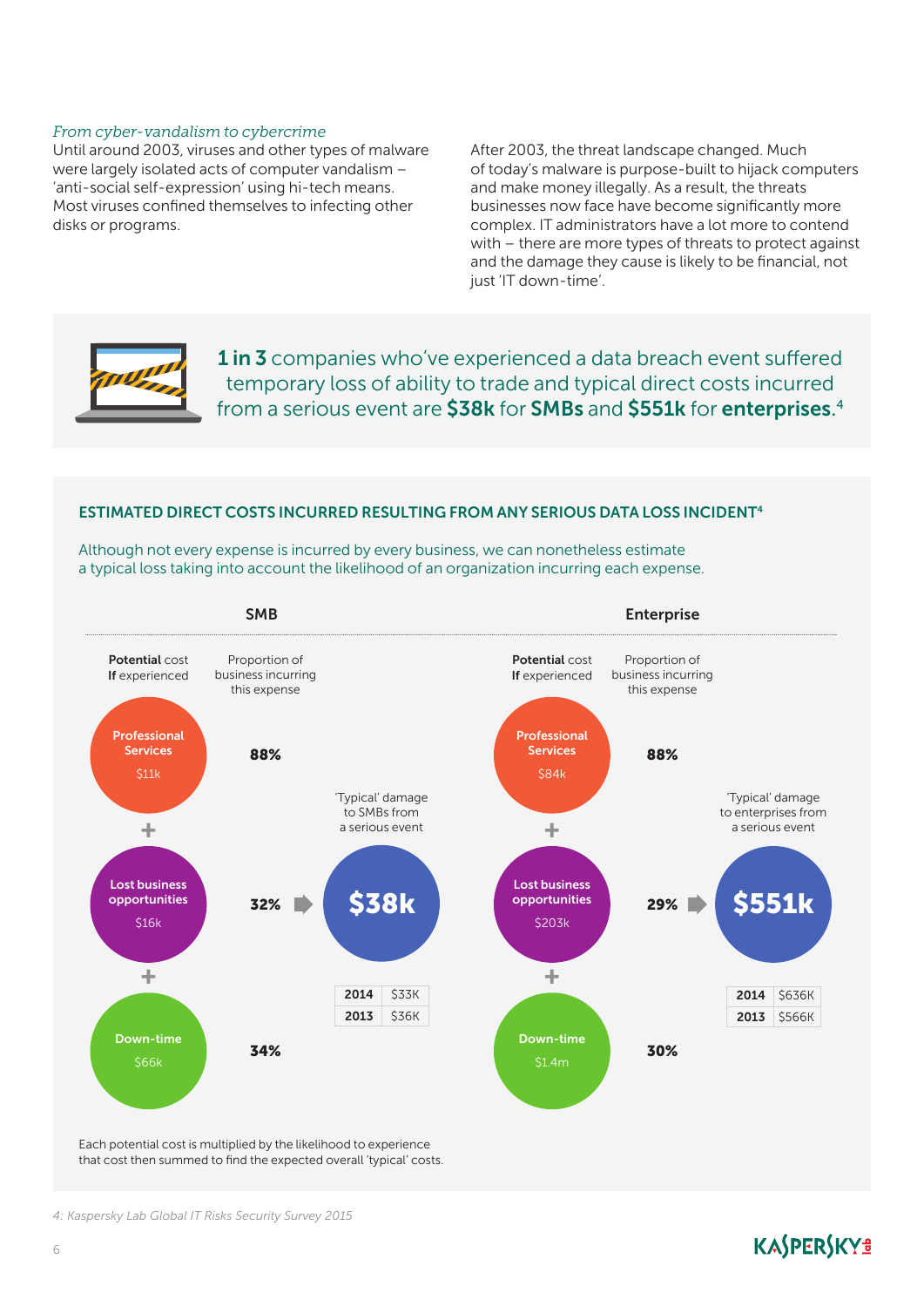*From cyber-vandalism to cybercrime*

Until around 2003, viruses and other types of malware were largely isolated acts of computer vandalism – 'anti-social self-expression' using hi-tech means. Most viruses confined themselves to infecting other disks or programs.

After 2003, the threat landscape changed. Much of today's malware is purpose-built to hijack computers and make money illegally. As a result, the threats businesses now face have become significantly more complex. IT administrators have a lot more to contend with – there are more types of threats to protect against and the damage they cause is likely to be financial, not just 'IT down-time'.

**1 in 3** companies who've experienced a data breach event suffered temporary loss of ability to trade and typical direct costs incurred from a serious event are **$38k** for **SMBs** and **$551k** for **enterprises.**[4]

## ESTIMATED DIRECT COSTS INCURRED RESULTING FROM ANY SERIOUS DATA LOSS INCIDENT[4]

Although not every expense is incurred by every business, we can nonetheless estimate a typical loss taking into account the likelihood of an organization incurring each expense.

### SMB

| Expense | **Potential** cost **If** experienced | Proportion of business incurring this expense |
|---|---|---|
| Professional Services | $11k | 88% |
| Lost business opportunities | $16k | 32% |
| Down-time | $66k | 34% |

'Typical' damage to SMBs from a serious event: **$38k**

| Year | Cost |
|---|---|
| 2014 | $33K |
| 2013 | $36K |

### Enterprise

| Expense | **Potential** cost **If** experienced | Proportion of business incurring this expense |
|---|---|---|
| Professional Services | $84k | 88% |
| Lost business opportunities | $203k | 29% |
| Down-time | $1.4m | 30% |

'Typical' damage to enterprises from a serious event: **$551k**

| Year | Cost |
|---|---|
| 2014 | $636K |
| 2013 | $566K |

Each potential cost is multiplied by the likelihood to experience that cost then summed to find the expected overall 'typical' costs.

*4: Kaspersky Lab Global IT Risks Security Survey 2015*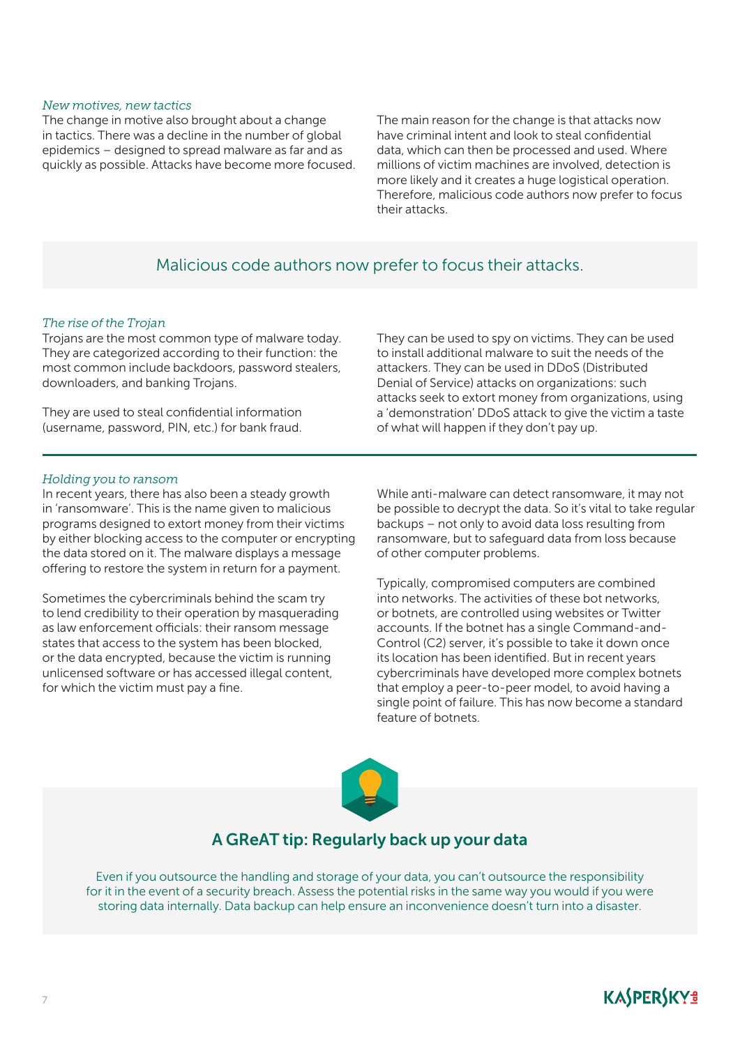*New motives, new tactics*

The change in motive also brought about a change in tactics. There was a decline in the number of global epidemics – designed to spread malware as far and as quickly as possible. Attacks have become more focused.

The main reason for the change is that attacks now have criminal intent and look to steal confidential data, which can then be processed and used. Where millions of victim machines are involved, detection is more likely and it creates a huge logistical operation. Therefore, malicious code authors now prefer to focus their attacks.

> Malicious code authors now prefer to focus their attacks.

*The rise of the Trojan*

Trojans are the most common type of malware today. They are categorized according to their function: the most common include backdoors, password stealers, downloaders, and banking Trojans.

They are used to steal confidential information (username, password, PIN, etc.) for bank fraud.

They can be used to spy on victims. They can be used to install additional malware to suit the needs of the attackers. They can be used in DDoS (Distributed Denial of Service) attacks on organizations: such attacks seek to extort money from organizations, using a 'demonstration' DDoS attack to give the victim a taste of what will happen if they don't pay up.

*Holding you to ransom*

In recent years, there has also been a steady growth in 'ransomware'. This is the name given to malicious programs designed to extort money from their victims by either blocking access to the computer or encrypting the data stored on it. The malware displays a message offering to restore the system in return for a payment.

Sometimes the cybercriminals behind the scam try to lend credibility to their operation by masquerading as law enforcement officials: their ransom message states that access to the system has been blocked, or the data encrypted, because the victim is running unlicensed software or has accessed illegal content, for which the victim must pay a fine.

While anti-malware can detect ransomware, it may not be possible to decrypt the data. So it's vital to take regular backups – not only to avoid data loss resulting from ransomware, but to safeguard data from loss because of other computer problems.

Typically, compromised computers are combined into networks. The activities of these bot networks, or botnets, are controlled using websites or Twitter accounts. If the botnet has a single Command-and-Control (C2) server, it's possible to take it down once its location has been identified. But in recent years cybercriminals have developed more complex botnets that employ a peer-to-peer model, to avoid having a single point of failure. This has now become a standard feature of botnets.

## A GReAT tip: Regularly back up your data

Even if you outsource the handling and storage of your data, you can't outsource the responsibility for it in the event of a security breach. Assess the potential risks in the same way you would if you were storing data internally. Data backup can help ensure an inconvenience doesn't turn into a disaster.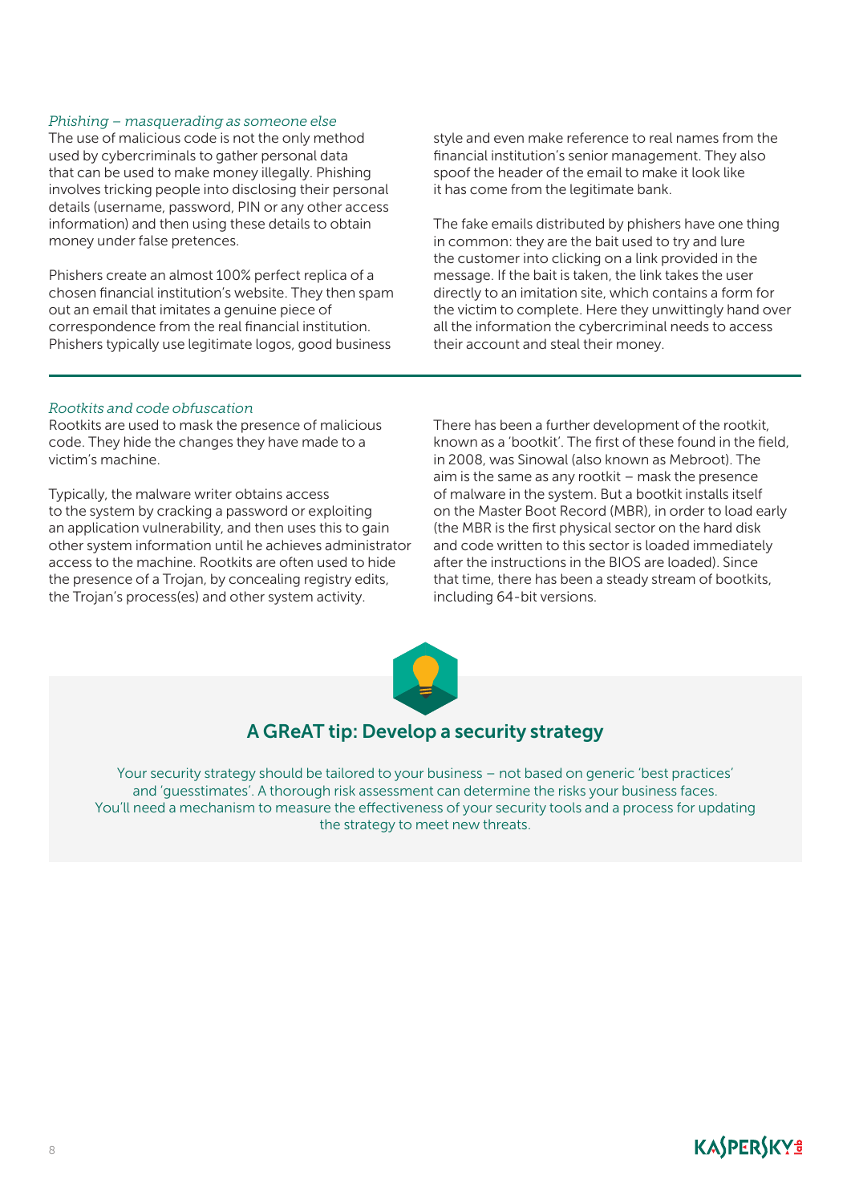*Phishing – masquerading as someone else*

The use of malicious code is not the only method used by cybercriminals to gather personal data that can be used to make money illegally. Phishing involves tricking people into disclosing their personal details (username, password, PIN or any other access information) and then using these details to obtain money under false pretences.

Phishers create an almost 100% perfect replica of a chosen financial institution's website. They then spam out an email that imitates a genuine piece of correspondence from the real financial institution. Phishers typically use legitimate logos, good business style and even make reference to real names from the financial institution's senior management. They also spoof the header of the email to make it look like it has come from the legitimate bank.

The fake emails distributed by phishers have one thing in common: they are the bait used to try and lure the customer into clicking on a link provided in the message. If the bait is taken, the link takes the user directly to an imitation site, which contains a form for the victim to complete. Here they unwittingly hand over all the information the cybercriminal needs to access their account and steal their money.

---

*Rootkits and code obfuscation*

Rootkits are used to mask the presence of malicious code. They hide the changes they have made to a victim's machine.

Typically, the malware writer obtains access to the system by cracking a password or exploiting an application vulnerability, and then uses this to gain other system information until he achieves administrator access to the machine. Rootkits are often used to hide the presence of a Trojan, by concealing registry edits, the Trojan's process(es) and other system activity.

There has been a further development of the rootkit, known as a 'bootkit'. The first of these found in the field, in 2008, was Sinowal (also known as Mebroot). The aim is the same as any rootkit – mask the presence of malware in the system. But a bootkit installs itself on the Master Boot Record (MBR), in order to load early (the MBR is the first physical sector on the hard disk and code written to this sector is loaded immediately after the instructions in the BIOS are loaded). Since that time, there has been a steady stream of bootkits, including 64-bit versions.

## A GReaT tip: Develop a security strategy

Your security strategy should be tailored to your business – not based on generic 'best practices' and 'guesstimates'. A thorough risk assessment can determine the risks your business faces. You'll need a mechanism to measure the effectiveness of your security tools and a process for updating the strategy to meet new threats.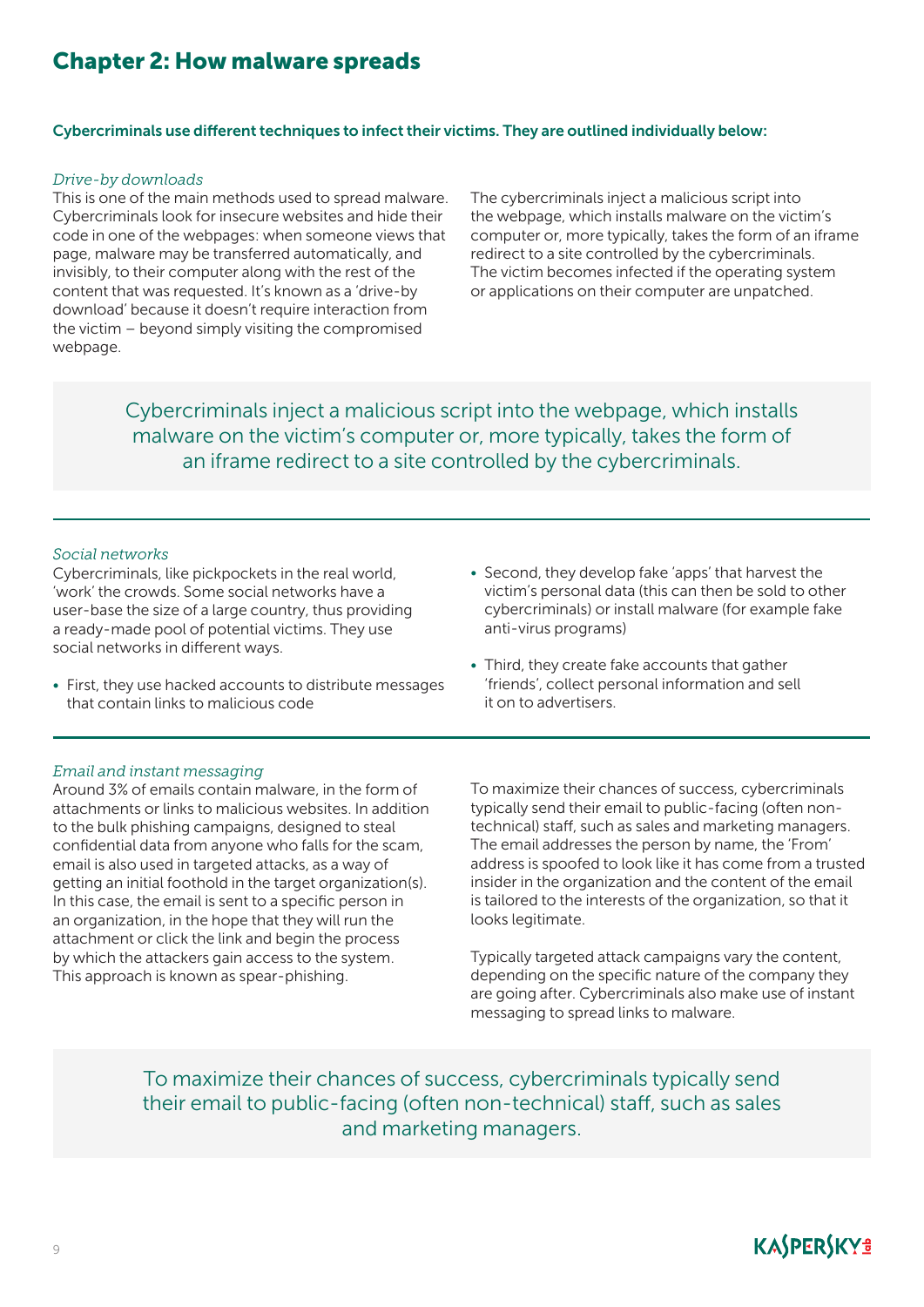## Chapter 2: How malware spreads

**Cybercriminals use different techniques to infect their victims. They are outlined individually below:**

*Drive-by downloads*

This is one of the main methods used to spread malware. Cybercriminals look for insecure websites and hide their code in one of the webpages: when someone views that page, malware may be transferred automatically, and invisibly, to their computer along with the rest of the content that was requested. It's known as a 'drive-by download' because it doesn't require interaction from the victim – beyond simply visiting the compromised webpage.

The cybercriminals inject a malicious script into the webpage, which installs malware on the victim's computer or, more typically, takes the form of an iframe redirect to a site controlled by the cybercriminals. The victim becomes infected if the operating system or applications on their computer are unpatched.

> Cybercriminals inject a malicious script into the webpage, which installs malware on the victim's computer or, more typically, takes the form of an iframe redirect to a site controlled by the cybercriminals.

*Social networks*

Cybercriminals, like pickpockets in the real world, 'work' the crowds. Some social networks have a user-base the size of a large country, thus providing a ready-made pool of potential victims. They use social networks in different ways.

- First, they use hacked accounts to distribute messages that contain links to malicious code
- Second, they develop fake 'apps' that harvest the victim's personal data (this can then be sold to other cybercriminals) or install malware (for example fake anti-virus programs)
- Third, they create fake accounts that gather 'friends', collect personal information and sell it on to advertisers.

*Email and instant messaging*

Around 3% of emails contain malware, in the form of attachments or links to malicious websites. In addition to the bulk phishing campaigns, designed to steal confidential data from anyone who falls for the scam, email is also used in targeted attacks, as a way of getting an initial foothold in the target organization(s). In this case, the email is sent to a specific person in an organization, in the hope that they will run the attachment or click the link and begin the process by which the attackers gain access to the system. This approach is known as spear-phishing.

To maximize their chances of success, cybercriminals typically send their email to public-facing (often non-technical) staff, such as sales and marketing managers. The email addresses the person by name, the 'From' address is spoofed to look like it has come from a trusted insider in the organization and the content of the email is tailored to the interests of the organization, so that it looks legitimate.

Typically targeted attack campaigns vary the content, depending on the specific nature of the company they are going after. Cybercriminals also make use of instant messaging to spread links to malware.

> To maximize their chances of success, cybercriminals typically send their email to public-facing (often non-technical) staff, such as sales and marketing managers.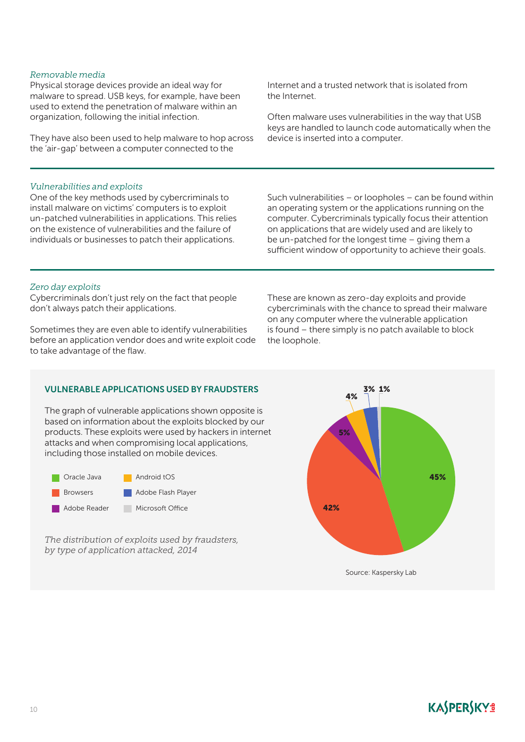*Removable media*

Physical storage devices provide an ideal way for malware to spread. USB keys, for example, have been used to extend the penetration of malware within an organization, following the initial infection.

They have also been used to help malware to hop across the 'air-gap' between a computer connected to the Internet and a trusted network that is isolated from the Internet.

Often malware uses vulnerabilities in the way that USB keys are handled to launch code automatically when the device is inserted into a computer.

*Vulnerabilities and exploits*

One of the key methods used by cybercriminals to install malware on victims' computers is to exploit un-patched vulnerabilities in applications. This relies on the existence of vulnerabilities and the failure of individuals or businesses to patch their applications.

Such vulnerabilities – or loopholes – can be found within an operating system or the applications running on the computer. Cybercriminals typically focus their attention on applications that are widely used and are likely to be un-patched for the longest time – giving them a sufficient window of opportunity to achieve their goals.

*Zero day exploits*

Cybercriminals don't just rely on the fact that people don't always patch their applications.

Sometimes they are even able to identify vulnerabilities before an application vendor does and write exploit code to take advantage of the flaw.

These are known as zero-day exploits and provide cybercriminals with the chance to spread their malware on any computer where the vulnerable application is found – there simply is no patch available to block the loophole.

**VULNERABLE APPLICATIONS USED BY FRAUDSTERS**

The graph of vulnerable applications shown opposite is based on information about the exploits blocked by our products. These exploits were used by hackers in internet attacks and when compromising local applications, including those installed on mobile devices.

| Application | Share |
|---|---|
| Oracle Java | 45% |
| Browsers | 42% |
| Adobe Reader | 5% |
| Android tOS | 4% |
| Adobe Flash Player | 3% |
| Microsoft Office | 1% |

*The distribution of exploits used by fraudsters, by type of application attacked, 2014*

Source: Kaspersky Lab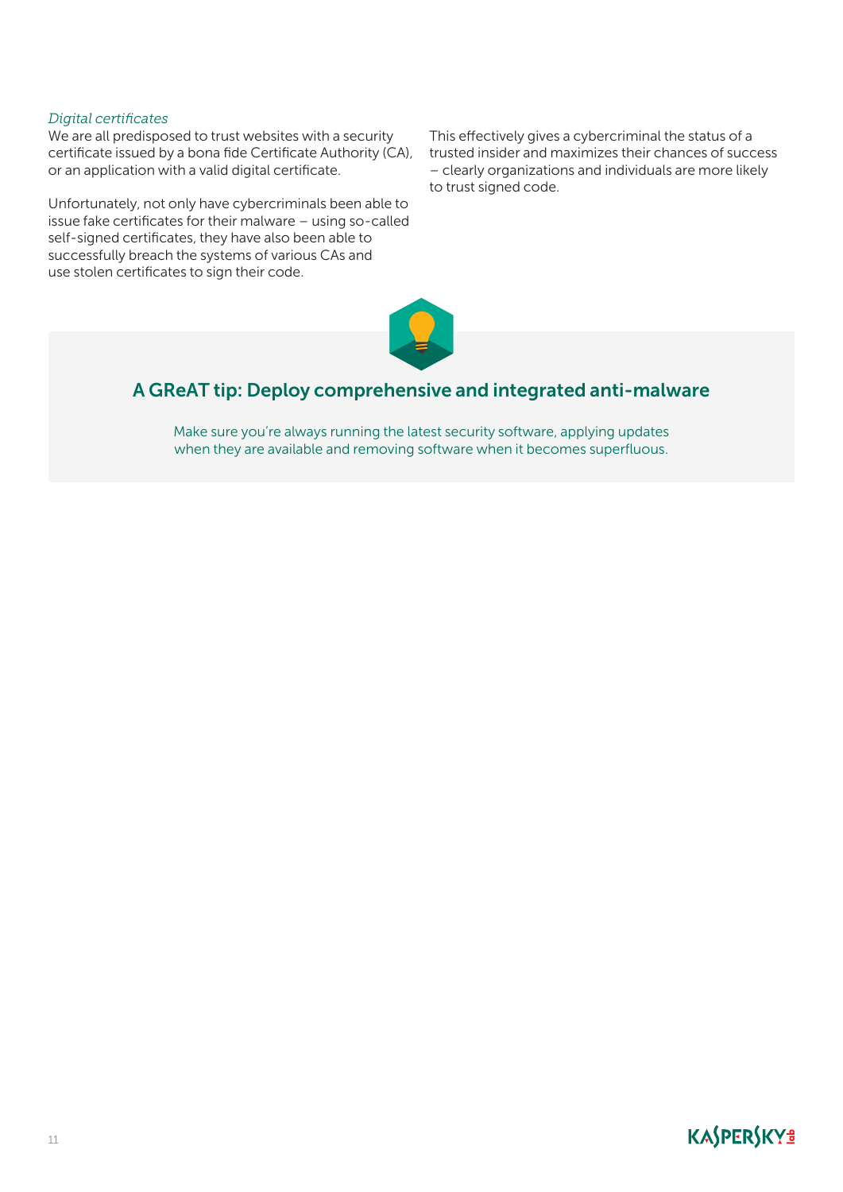*Digital certificates*

We are all predisposed to trust websites with a security certificate issued by a bona fide Certificate Authority (CA), or an application with a valid digital certificate.

Unfortunately, not only have cybercriminals been able to issue fake certificates for their malware – using so-called self-signed certificates, they have also been able to successfully breach the systems of various CAs and use stolen certificates to sign their code.

This effectively gives a cybercriminal the status of a trusted insider and maximizes their chances of success – clearly organizations and individuals are more likely to trust signed code.

## A GReAT tip: Deploy comprehensive and integrated anti-malware

Make sure you're always running the latest security software, applying updates when they are available and removing software when it becomes superfluous.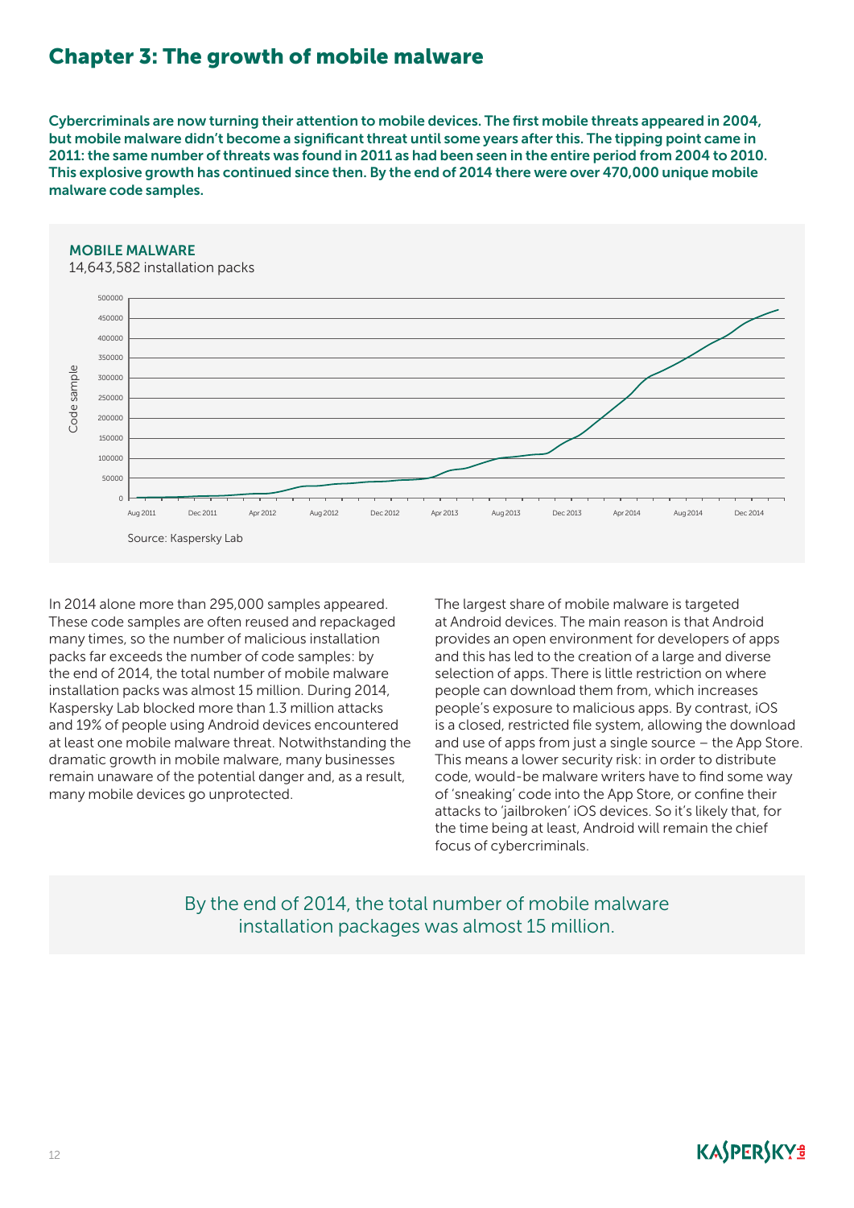# Chapter 3: The growth of mobile malware

**Cybercriminals are now turning their attention to mobile devices. The first mobile threats appeared in 2004, but mobile malware didn't become a significant threat until some years after this. The tipping point came in 2011: the same number of threats was found in 2011 as had been seen in the entire period from 2004 to 2010. This explosive growth has continued since then. By the end of 2014 there were over 470,000 unique mobile malware code samples.**

MOBILE MALWARE

14,643,582 installation packs

Source: Kaspersky Lab

In 2014 alone more than 295,000 samples appeared. These code samples are often reused and repackaged many times, so the number of malicious installation packs far exceeds the number of code samples: by the end of 2014, the total number of mobile malware installation packs was almost 15 million. During 2014, Kaspersky Lab blocked more than 1.3 million attacks and 19% of people using Android devices encountered at least one mobile malware threat. Notwithstanding the dramatic growth in mobile malware, many businesses remain unaware of the potential danger and, as a result, many mobile devices go unprotected.

The largest share of mobile malware is targeted at Android devices. The main reason is that Android provides an open environment for developers of apps and this has led to the creation of a large and diverse selection of apps. There is little restriction on where people can download them from, which increases people's exposure to malicious apps. By contrast, iOS is a closed, restricted file system, allowing the download and use of apps from just a single source – the App Store. This means a lower security risk: in order to distribute code, would-be malware writers have to find some way of 'sneaking' code into the App Store, or confine their attacks to 'jailbroken' iOS devices. So it's likely that, for the time being at least, Android will remain the chief focus of cybercriminals.

By the end of 2014, the total number of mobile malware installation packages was almost 15 million.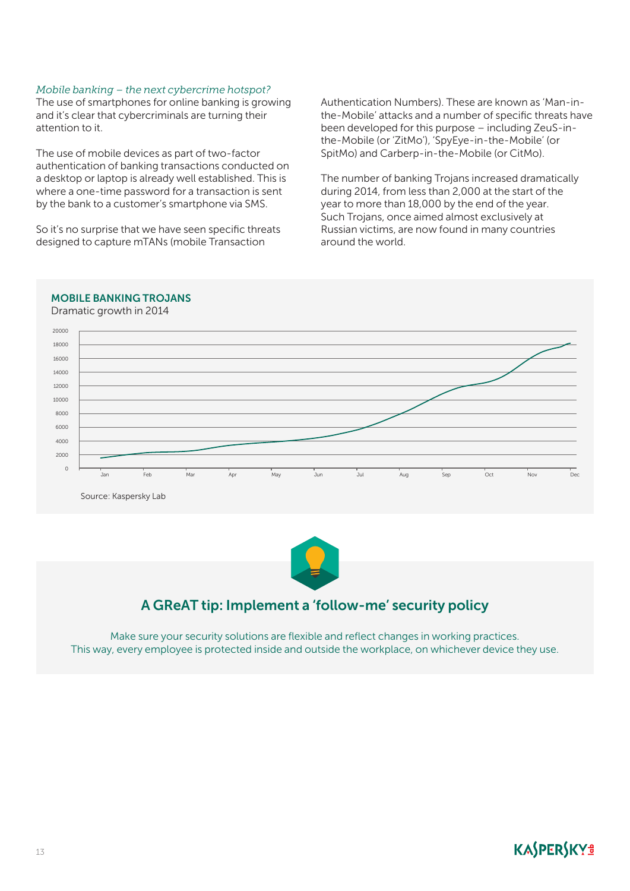*Mobile banking – the next cybercrime hotspot?*

The use of smartphones for online banking is growing and it's clear that cybercriminals are turning their attention to it.

The use of mobile devices as part of two-factor authentication of banking transactions conducted on a desktop or laptop is already well established. This is where a one-time password for a transaction is sent by the bank to a customer's smartphone via SMS.

So it's no surprise that we have seen specific threats designed to capture mTANs (mobile Transaction Authentication Numbers). These are known as 'Man-in-the-Mobile' attacks and a number of specific threats have been developed for this purpose – including ZeuS-in-the-Mobile (or 'ZitMo'), 'SpyEye-in-the-Mobile' (or SpitMo) and Carberp-in-the-Mobile (or CitMo).

The number of banking Trojans increased dramatically during 2014, from less than 2,000 at the start of the year to more than 18,000 by the end of the year. Such Trojans, once aimed almost exclusively at Russian victims, are now found in many countries around the world.

**MOBILE BANKING TROJANS**

Dramatic growth in 2014

Source: Kaspersky Lab

## A GReAT tip: Implement a 'follow-me' security policy

Make sure your security solutions are flexible and reflect changes in working practices. This way, every employee is protected inside and outside the workplace, on whichever device they use.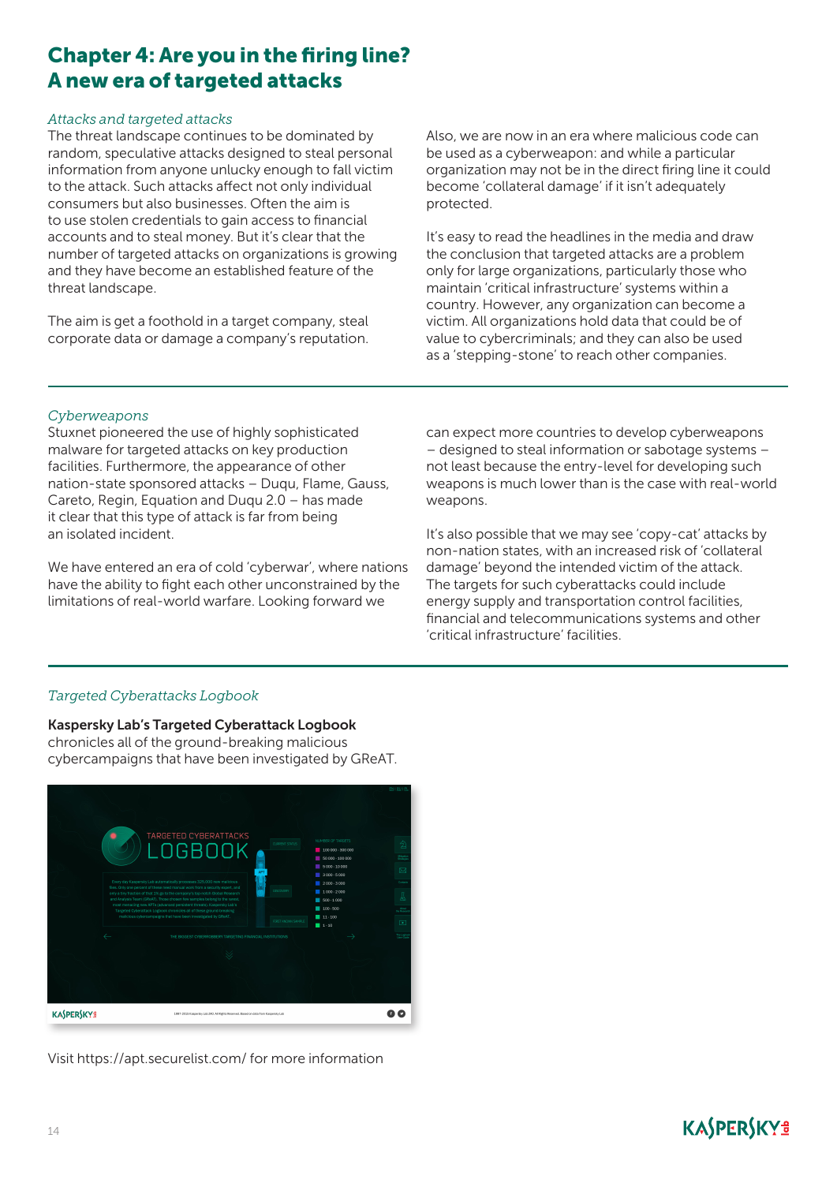# Chapter 4: Are you in the firing line? A new era of targeted attacks

*Attacks and targeted attacks*

The threat landscape continues to be dominated by random, speculative attacks designed to steal personal information from anyone unlucky enough to fall victim to the attack. Such attacks affect not only individual consumers but also businesses. Often the aim is to use stolen credentials to gain access to financial accounts and to steal money. But it's clear that the number of targeted attacks on organizations is growing and they have become an established feature of the threat landscape.

The aim is get a foothold in a target company, steal corporate data or damage a company's reputation.

Also, we are now in an era where malicious code can be used as a cyberweapon: and while a particular organization may not be in the direct firing line it could become 'collateral damage' if it isn't adequately protected.

It's easy to read the headlines in the media and draw the conclusion that targeted attacks are a problem only for large organizations, particularly those who maintain 'critical infrastructure' systems within a country. However, any organization can become a victim. All organizations hold data that could be of value to cybercriminals; and they can also be used as a 'stepping-stone' to reach other companies.

*Cyberweapons*

Stuxnet pioneered the use of highly sophisticated malware for targeted attacks on key production facilities. Furthermore, the appearance of other nation-state sponsored attacks – Duqu, Flame, Gauss, Careto, Regin, Equation and Duqu 2.0 – has made it clear that this type of attack is far from being an isolated incident.

We have entered an era of cold 'cyberwar', where nations have the ability to fight each other unconstrained by the limitations of real-world warfare. Looking forward we can expect more countries to develop cyberweapons – designed to steal information or sabotage systems – not least because the entry-level for developing such weapons is much lower than is the case with real-world weapons.

It's also possible that we may see 'copy-cat' attacks by non-nation states, with an increased risk of 'collateral damage' beyond the intended victim of the attack. The targets for such cyberattacks could include energy supply and transportation control facilities, financial and telecommunications systems and other 'critical infrastructure' facilities.

*Targeted Cyberattacks Logbook*

**Kaspersky Lab's Targeted Cyberattack Logbook** chronicles all of the ground-breaking malicious cybercampaigns that have been investigated by GReAT.

Visit https://apt.securelist.com/ for more information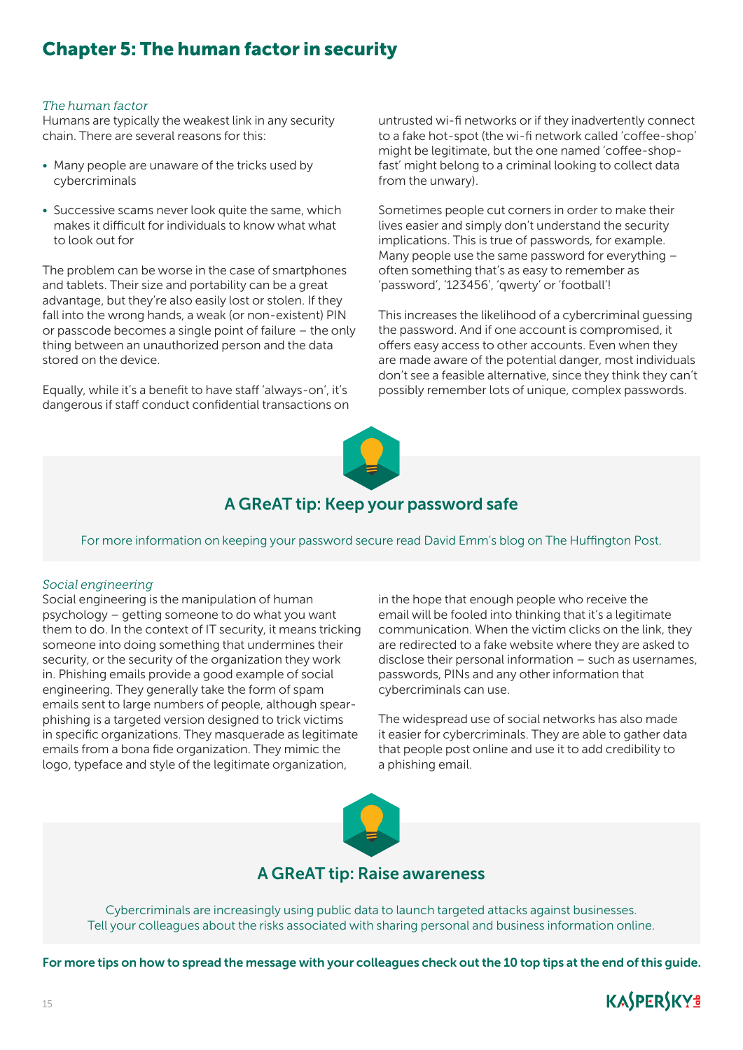# Chapter 5: The human factor in security

*The human factor*

Humans are typically the weakest link in any security chain. There are several reasons for this:

- Many people are unaware of the tricks used by cybercriminals
- Successive scams never look quite the same, which makes it difficult for individuals to know what what to look out for

The problem can be worse in the case of smartphones and tablets. Their size and portability can be a great advantage, but they're also easily lost or stolen. If they fall into the wrong hands, a weak (or non-existent) PIN or passcode becomes a single point of failure – the only thing between an unauthorized person and the data stored on the device.

Equally, while it's a benefit to have staff 'always-on', it's dangerous if staff conduct confidential transactions on untrusted wi-fi networks or if they inadvertently connect to a fake hot-spot (the wi-fi network called 'coffee-shop' might be legitimate, but the one named 'coffee-shop-fast' might belong to a criminal looking to collect data from the unwary).

Sometimes people cut corners in order to make their lives easier and simply don't understand the security implications. This is true of passwords, for example. Many people use the same password for everything – often something that's as easy to remember as 'password', '123456', 'qwerty' or 'football'!

This increases the likelihood of a cybercriminal guessing the password. And if one account is compromised, it offers easy access to other accounts. Even when they are made aware of the potential danger, most individuals don't see a feasible alternative, since they think they can't possibly remember lots of unique, complex passwords.

### A GReAT tip: Keep your password safe

For more information on keeping your password secure read David Emm's blog on The Huffington Post.

*Social engineering*

Social engineering is the manipulation of human psychology – getting someone to do what you want them to do. In the context of IT security, it means tricking someone into doing something that undermines their security, or the security of the organization they work in. Phishing emails provide a good example of social engineering. They generally take the form of spam emails sent to large numbers of people, although spear-phishing is a targeted version designed to trick victims in specific organizations. They masquerade as legitimate emails from a bona fide organization. They mimic the logo, typeface and style of the legitimate organization, in the hope that enough people who receive the email will be fooled into thinking that it's a legitimate communication. When the victim clicks on the link, they are redirected to a fake website where they are asked to disclose their personal information – such as usernames, passwords, PINs and any other information that cybercriminals can use.

The widespread use of social networks has also made it easier for cybercriminals. They are able to gather data that people post online and use it to add credibility to a phishing email.

### A GReAT tip: Raise awareness

Cybercriminals are increasingly using public data to launch targeted attacks against businesses. Tell your colleagues about the risks associated with sharing personal and business information online.

**For more tips on how to spread the message with your colleagues check out the 10 top tips at the end of this guide.**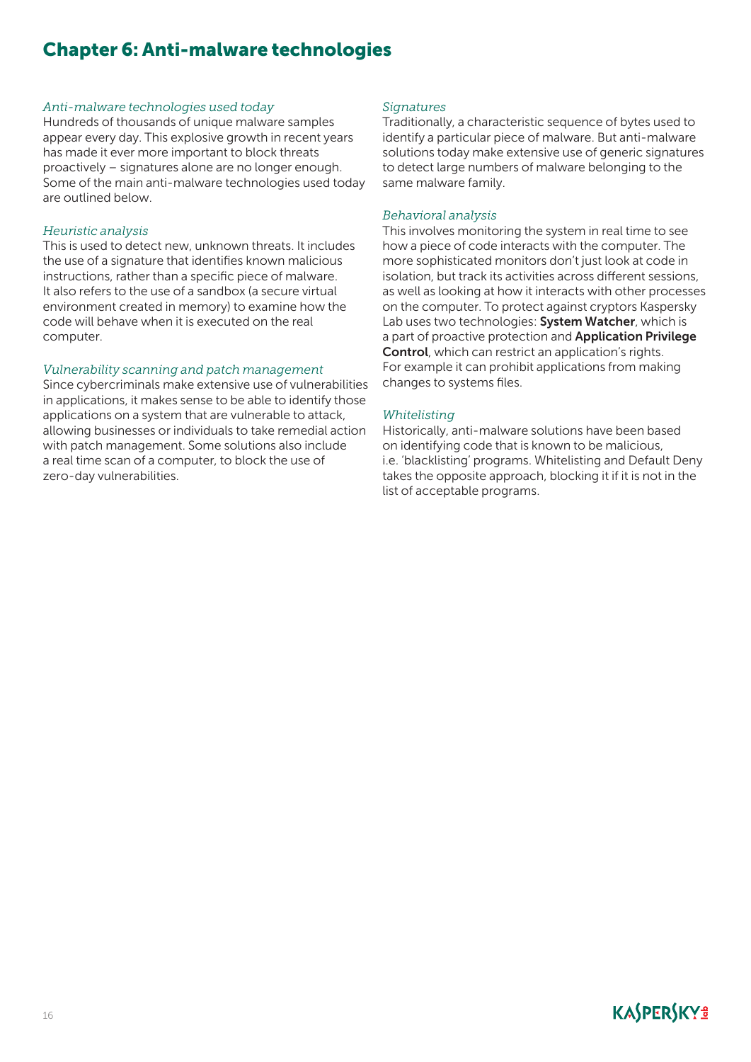# Chapter 6: Anti-malware technologies

*Anti-malware technologies used today*

Hundreds of thousands of unique malware samples appear every day. This explosive growth in recent years has made it ever more important to block threats proactively – signatures alone are no longer enough. Some of the main anti-malware technologies used today are outlined below.

*Heuristic analysis*

This is used to detect new, unknown threats. It includes the use of a signature that identifies known malicious instructions, rather than a specific piece of malware. It also refers to the use of a sandbox (a secure virtual environment created in memory) to examine how the code will behave when it is executed on the real computer.

*Vulnerability scanning and patch management*

Since cybercriminals make extensive use of vulnerabilities in applications, it makes sense to be able to identify those applications on a system that are vulnerable to attack, allowing businesses or individuals to take remedial action with patch management. Some solutions also include a real time scan of a computer, to block the use of zero-day vulnerabilities.

*Signatures*

Traditionally, a characteristic sequence of bytes used to identify a particular piece of malware. But anti-malware solutions today make extensive use of generic signatures to detect large numbers of malware belonging to the same malware family.

*Behavioral analysis*

This involves monitoring the system in real time to see how a piece of code interacts with the computer. The more sophisticated monitors don't just look at code in isolation, but track its activities across different sessions, as well as looking at how it interacts with other processes on the computer. To protect against cryptors Kaspersky Lab uses two technologies: **System Watcher**, which is a part of proactive protection and **Application Privilege Control**, which can restrict an application's rights. For example it can prohibit applications from making changes to systems files.

*Whitelisting*

Historically, anti-malware solutions have been based on identifying code that is known to be malicious, i.e. 'blacklisting' programs. Whitelisting and Default Deny takes the opposite approach, blocking it if it is not in the list of acceptable programs.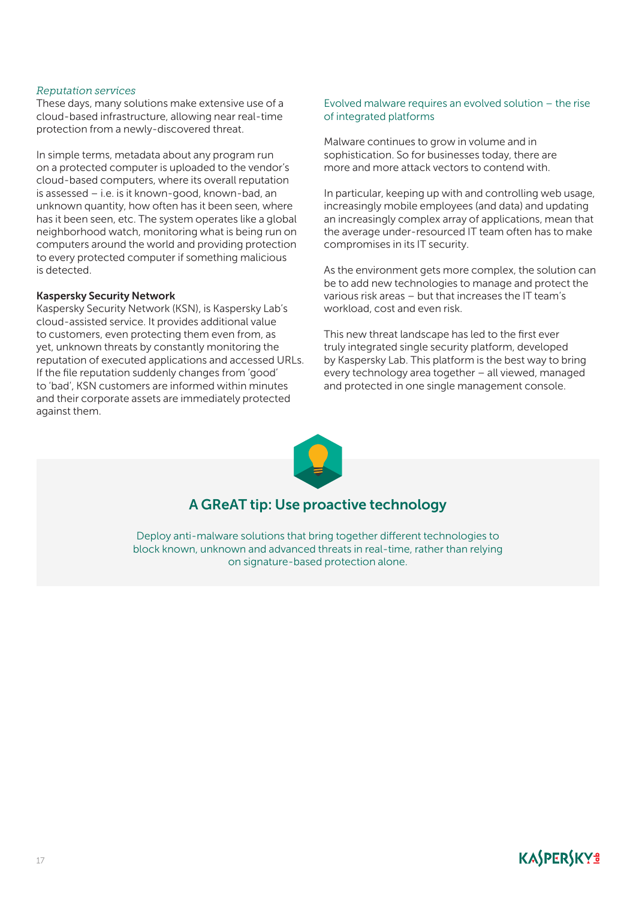*Reputation services*

These days, many solutions make extensive use of a cloud-based infrastructure, allowing near real-time protection from a newly-discovered threat.

In simple terms, metadata about any program run on a protected computer is uploaded to the vendor's cloud-based computers, where its overall reputation is assessed – i.e. is it known-good, known-bad, an unknown quantity, how often has it been seen, where has it been seen, etc. The system operates like a global neighborhood watch, monitoring what is being run on computers around the world and providing protection to every protected computer if something malicious is detected.

**Kaspersky Security Network**

Kaspersky Security Network (KSN), is Kaspersky Lab's cloud-assisted service. It provides additional value to customers, even protecting them even from, as yet, unknown threats by constantly monitoring the reputation of executed applications and accessed URLs. If the file reputation suddenly changes from 'good' to 'bad', KSN customers are informed within minutes and their corporate assets are immediately protected against them.

### Evolved malware requires an evolved solution – the rise of integrated platforms

Malware continues to grow in volume and in sophistication. So for businesses today, there are more and more attack vectors to contend with.

In particular, keeping up with and controlling web usage, increasingly mobile employees (and data) and updating an increasingly complex array of applications, mean that the average under-resourced IT team often has to make compromises in its IT security.

As the environment gets more complex, the solution can be to add new technologies to manage and protect the various risk areas – but that increases the IT team's workload, cost and even risk.

This new threat landscape has led to the first ever truly integrated single security platform, developed by Kaspersky Lab. This platform is the best way to bring every technology area together – all viewed, managed and protected in one single management console.

## A GReAT tip: Use proactive technology

Deploy anti-malware solutions that bring together different technologies to block known, unknown and advanced threats in real-time, rather than relying on signature-based protection alone.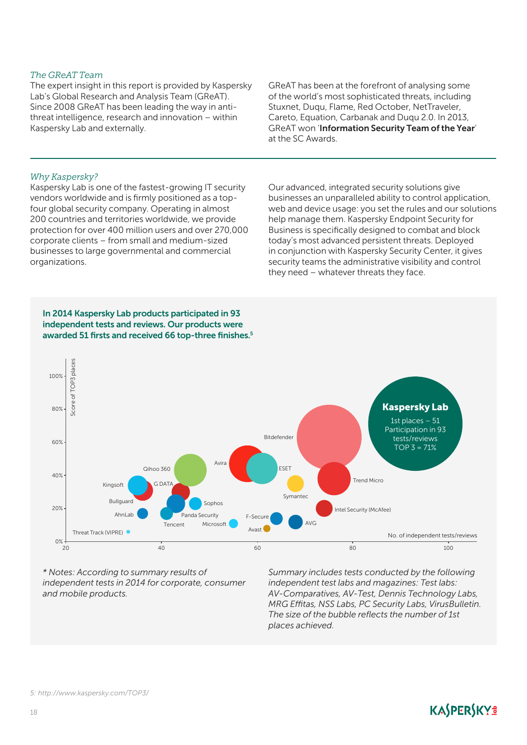*The GReAT Team*

The expert insight in this report is provided by Kaspersky Lab's Global Research and Analysis Team (GReAT). Since 2008 GReAT has been leading the way in anti-threat intelligence, research and innovation – within Kaspersky Lab and externally.

GReAT has been at the forefront of analysing some of the world's most sophisticated threats, including Stuxnet, Duqu, Flame, Red October, NetTraveler, Careto, Equation, Carbanak and Duqu 2.0. In 2013, GReAT won '**Information Security Team of the Year**' at the SC Awards.

*Why Kaspersky?*

Kaspersky Lab is one of the fastest-growing IT security vendors worldwide and is firmly positioned as a top-four global security company. Operating in almost 200 countries and territories worldwide, we provide protection for over 400 million users and over 270,000 corporate clients – from small and medium-sized businesses to large governmental and commercial organizations.

Our advanced, integrated security solutions give businesses an unparalleled ability to control application, web and device usage: you set the rules and our solutions help manage them. Kaspersky Endpoint Security for Business is specifically designed to combat and block today's most advanced persistent threats. Deployed in conjunction with Kaspersky Security Center, it gives security teams the administrative visibility and control they need – whatever threats they face.

**In 2014 Kaspersky Lab products participated in 93 independent tests and reviews. Our products were awarded 51 firsts and received 66 top-three finishes.**[5]

Score of TOP3 places: 0%, 20%, 40%, 60%, 80%, 100%

No. of independent tests/reviews: 20, 40, 60, 80, 100

Threat Track (VIPRE), AhnLab, Bullguard, Kingsoft, Qihoo 360, G DATA, Tencent, Panda Security, Sophos, Microsoft, Avira, Avast, F-Secure, ESET, Bitdefender, Symantec, AVG, Trend Micro, Intel Security (McAfee)

**Kaspersky Lab**
1st places – 51
Participation in 93 tests/reviews
TOP 3 = 71%

*\* Notes: According to summary results of independent tests in 2014 for corporate, consumer and mobile products.*

*Summary includes tests conducted by the following independent test labs and magazines: Test labs: AV-Comparatives, AV-Test, Dennis Technology Labs, MRG Effitas, NSS Labs, PC Security Labs, VirusBulletin. The size of the bubble reflects the number of 1st places achieved.*

*5: http://www.kaspersky.com/TOP3/*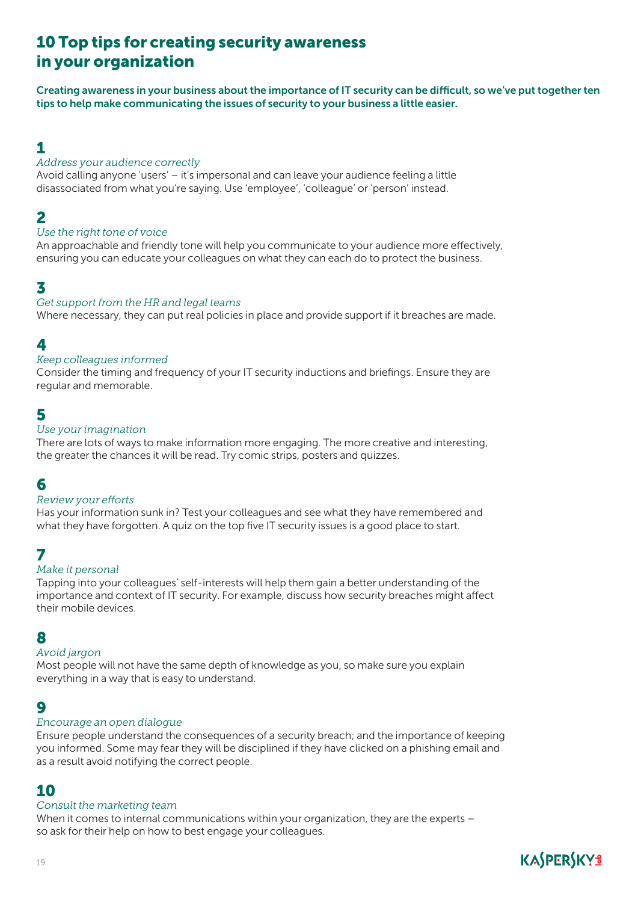# 10 Top tips for creating security awareness in your organization

**Creating awareness in your business about the importance of IT security can be difficult, so we've put together ten tips to help make communicating the issues of security to your business a little easier.**

## 1

*Address your audience correctly*

Avoid calling anyone 'users' – it's impersonal and can leave your audience feeling a little disassociated from what you're saying. Use 'employee', 'colleague' or 'person' instead.

## 2

*Use the right tone of voice*

An approachable and friendly tone will help you communicate to your audience more effectively, ensuring you can educate your colleagues on what they can each do to protect the business.

## 3

*Get support from the HR and legal teams*

Where necessary, they can put real policies in place and provide support if it breaches are made.

## 4

*Keep colleagues informed*

Consider the timing and frequency of your IT security inductions and briefings. Ensure they are regular and memorable.

## 5

*Use your imagination*

There are lots of ways to make information more engaging. The more creative and interesting, the greater the chances it will be read. Try comic strips, posters and quizzes.

## 6

*Review your efforts*

Has your information sunk in? Test your colleagues and see what they have remembered and what they have forgotten. A quiz on the top five IT security issues is a good place to start.

## 7

*Make it personal*

Tapping into your colleagues' self-interests will help them gain a better understanding of the importance and context of IT security. For example, discuss how security breaches might affect their mobile devices.

## 8

*Avoid jargon*

Most people will not have the same depth of knowledge as you, so make sure you explain everything in a way that is easy to understand.

## 9

*Encourage an open dialogue*

Ensure people understand the consequences of a security breach; and the importance of keeping you informed. Some may fear they will be disciplined if they have clicked on a phishing email and as a result avoid notifying the correct people.

## 10

*Consult the marketing team*

When it comes to internal communications within your organization, they are the experts – so ask for their help on how to best engage your colleagues.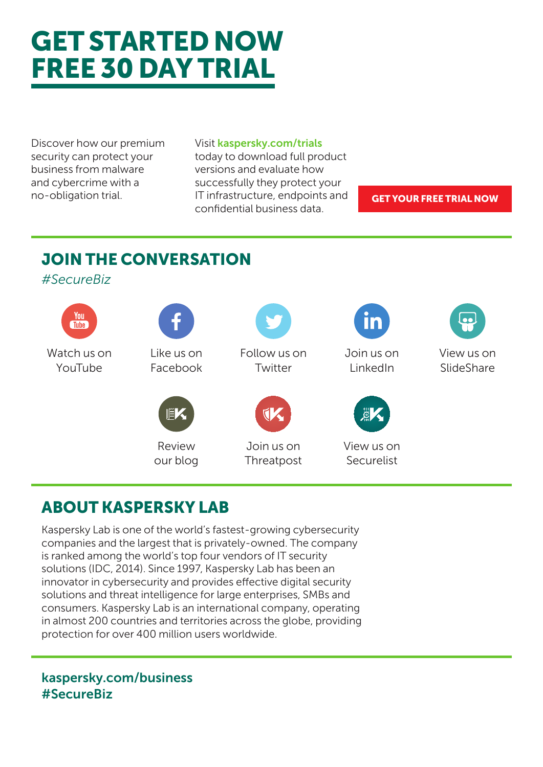# GET STARTED NOW FREE 30 DAY TRIAL

Discover how our premium security can protect your business from malware and cybercrime with a no-obligation trial.

Visit **kaspersky.com/trials** today to download full product versions and evaluate how successfully they protect your IT infrastructure, endpoints and confidential business data.

**GET YOUR FREE TRIAL NOW**

## JOIN THE CONVERSATION

*#SecureBiz*

Watch us on YouTube

Like us on Facebook

Follow us on Twitter

Join us on LinkedIn

View us on SlideShare

Review our blog

Join us on Threatpost

View us on Securelist

## ABOUT KASPERSKY LAB

Kaspersky Lab is one of the world's fastest-growing cybersecurity companies and the largest that is privately-owned. The company is ranked among the world's top four vendors of IT security solutions (IDC, 2014). Since 1997, Kaspersky Lab has been an innovator in cybersecurity and provides effective digital security solutions and threat intelligence for large enterprises, SMBs and consumers. Kaspersky Lab is an international company, operating in almost 200 countries and territories across the globe, providing protection for over 400 million users worldwide.

**kaspersky.com/business**
**#SecureBiz**